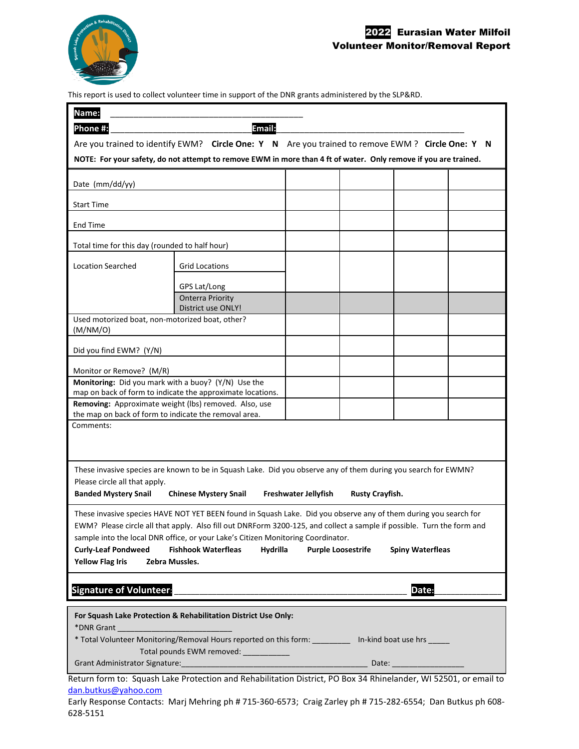# 2022 Eurasian Water Milfoil Volunteer Monitor/Removal Report

This report is used to collect volunteer time in support of the DNR grants administered by the SLP&RD.

**Name:** ___________________________________________

**Phone #:** ___________________________ **Email:** ________________________________________

Are you trained to identify EWM? **Circle One: Y N** Are you trained to remove EWM ? **Circle One: Y N**

**NOTE: For your safety, do not attempt to remove EWM in more than 4 ft of water. Only remove if you are trained.**

| | | | | | |
|---|---|---|---|---|---|
| Date (mm/dd/yy) | | | | | |
| Start Time | | | | | |
| End Time | | | | | |
| Total time for this day (rounded to half hour) | | | | | |
| Location Searched | Grid Locations | | | | |
| | GPS Lat/Long | | | | |
| | Onterra Priority District use ONLY! | | | | |
| Used motorized boat, non-motorized boat, other? (M/NM/O) | | | | | |
| Did you find EWM? (Y/N) | | | | | |
| Monitor or Remove? (M/R) | | | | | |
| **Monitoring:** Did you mark with a buoy? (Y/N) Use the map on back of form to indicate the approximate locations. | | | | | |
| **Removing:** Approximate weight (lbs) removed. Also, use the map on back of form to indicate the removal area. | | | | | |

Comments:

These invasive species are known to be in Squash Lake. Did you observe any of them during you search for EWMN? Please circle all that apply.

**Banded Mystery Snail** **Chinese Mystery Snail** **Freshwater Jellyfish** **Rusty Crayfish.**

These invasive species HAVE NOT YET BEEN found in Squash Lake. Did you observe any of them during you search for EWM? Please circle all that apply. Also fill out DNRForm 3200-125, and collect a sample if possible. Turn the form and sample into the local DNR office, or your Lake's Citizen Monitoring Coordinator.

**Curly-Leaf Pondweed** **Fishhook Waterfleas** **Hydrilla** **Purple Loosestrife** **Spiny Waterfleas** **Yellow Flag Iris** **Zebra Mussles.**

**Signature of Volunteer:** ______________________________________________ **Date:** _____________

**For Squash Lake Protection & Rehabilitation District Use Only:**

*DNR Grant ___________________________

* Total Volunteer Monitoring/Removal Hours reported on this form: _________ In-kind boat use hrs _____

Total pounds EWM removed: ___________

Grant Administrator Signature:___________________________________________ Date: _________________

Return form to: Squash Lake Protection and Rehabilitation District, PO Box 34 Rhinelander, WI 52501, or email to dan.butkus@yahoo.com

Early Response Contacts: Marj Mehring ph # 715-360-6573; Craig Zarley ph # 715-282-6554; Dan Butkus ph 608-628-5151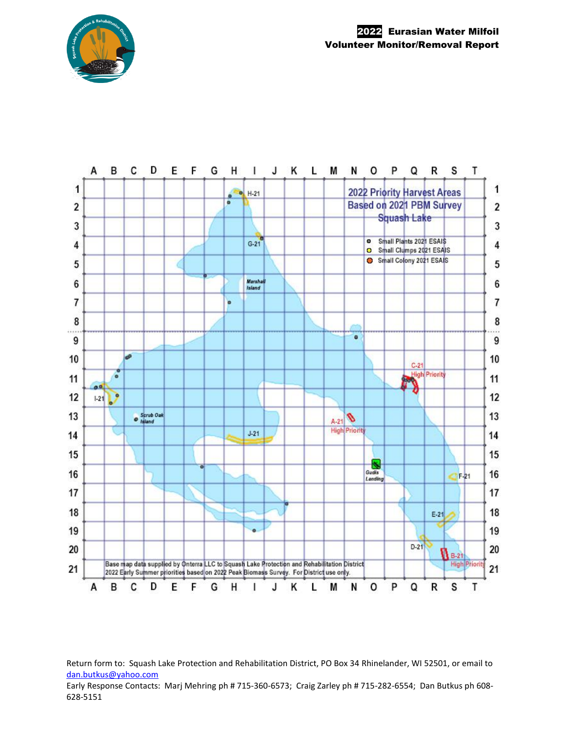**2022 Eurasian Water Milfoil**
**Volunteer Monitor/Removal Report**

A B C D E F G H I J K L M N O P Q R S T

1 2 3 4 5 6 7 8 9 10 11 12 13 14 15 16 17 18 19 20 21

2022 Priority Harvest Areas
Based on 2021 PBM Survey
Squash Lake

Small Plants 2021 ESAIS
Small Clumps 2021 ESAIS
Small Colony 2021 ESAIS

H-21
G-21
Marshall Island
C-21 High Priority
I-21
Scrub Oak Island
A-21 High Priority
J-21
Gudis Landing
F-21
E-21
D-21
B-21 High Priority

Base map data supplied by Onterra LLC to Squash Lake Protection and Rehabilitation District
2022 Early Summer priorities based on 2022 Peak Biomass Survey. For District use only.

Return form to: Squash Lake Protection and Rehabilitation District, PO Box 34 Rhinelander, WI 52501, or email to dan.butkus@yahoo.com

Early Response Contacts: Marj Mehring ph # 715-360-6573; Craig Zarley ph # 715-282-6554; Dan Butkus ph 608-628-5151